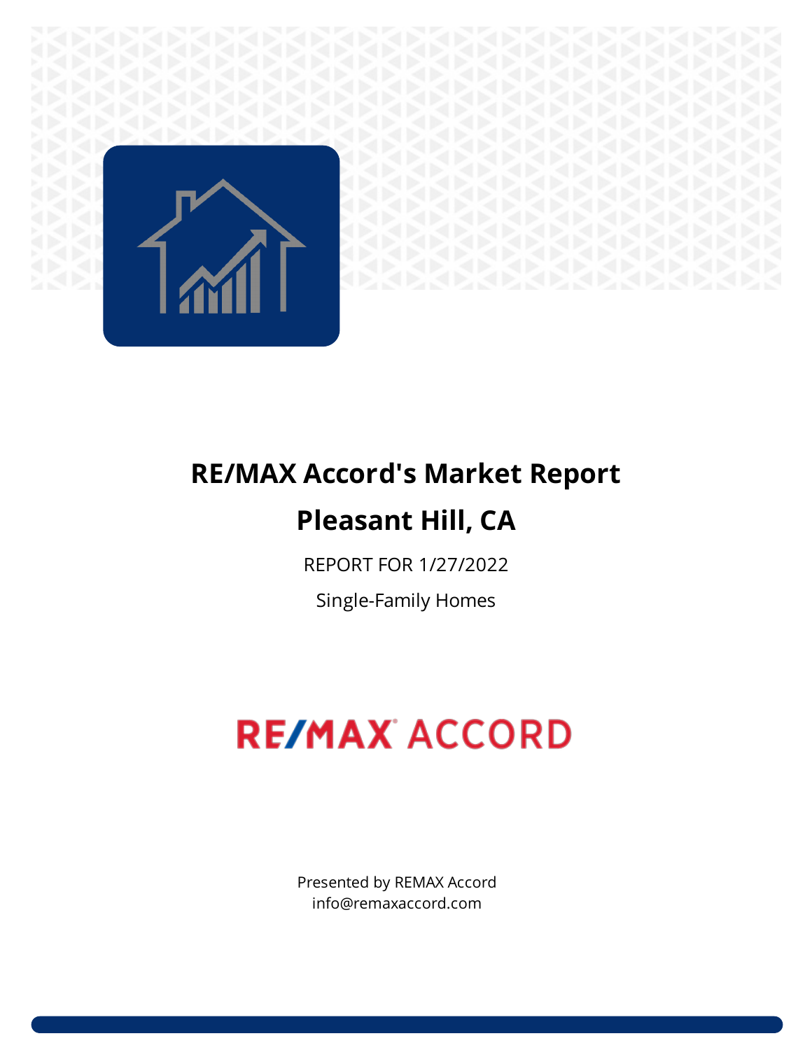# RE/MAX Accord's Market Report

# Pleasant Hill, CA

REPORT FOR 1/27/2022

Single-Family Homes

RE/MAX ACCORD

Presented by REMAX Accord
info@remaxaccord.com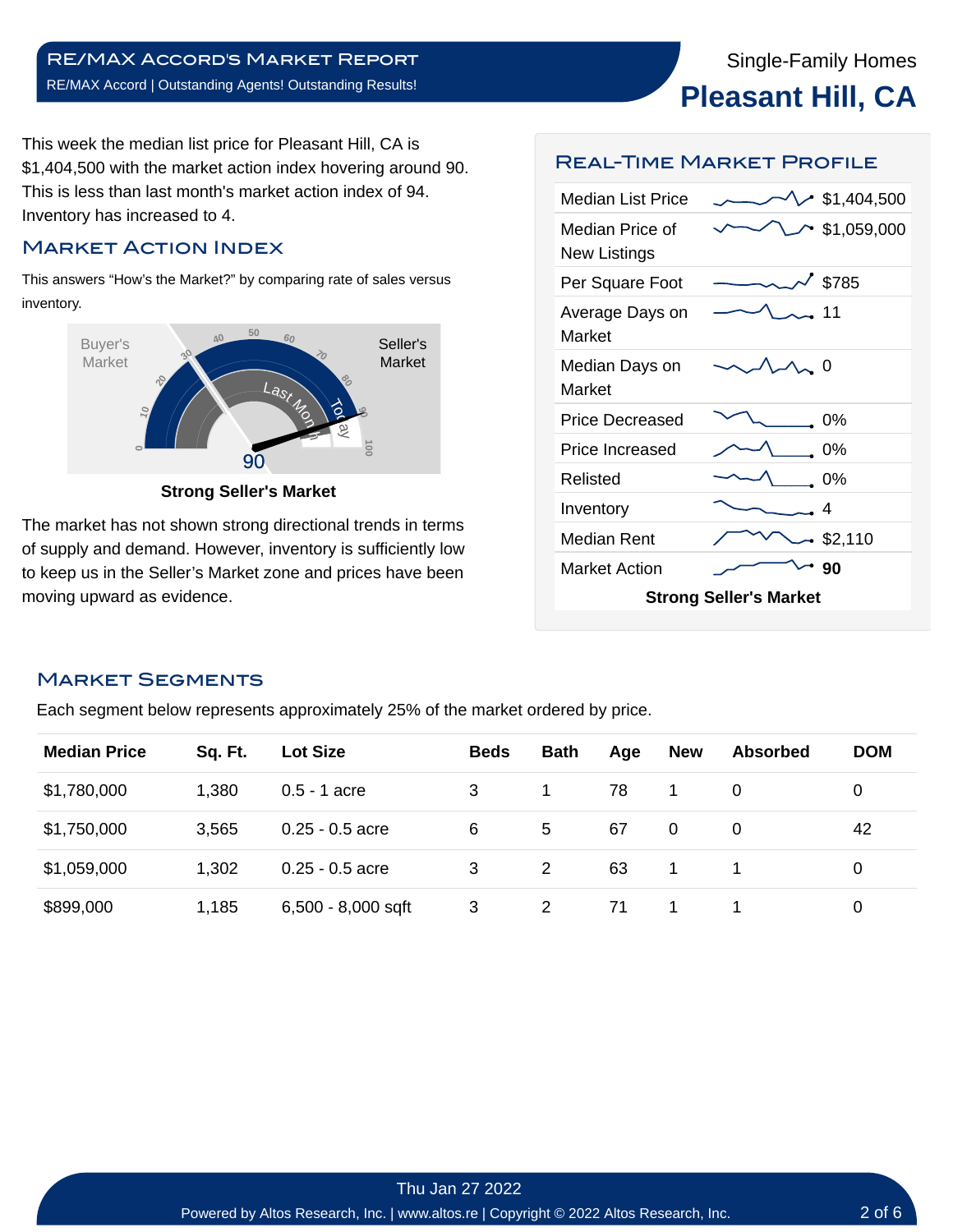Single-Family Homes

# Pleasant Hill, CA

This week the median list price for Pleasant Hill, CA is $1,404,500 with the market action index hovering around 90. This is less than last month's market action index of 94. Inventory has increased to 4.

## Market Action Index

This answers "How's the Market?" by comparing rate of sales versus inventory.

Buyer's Market | Seller's Market

90

**Strong Seller's Market**

The market has not shown strong directional trends in terms of supply and demand. However, inventory is sufficiently low to keep us in the Seller's Market zone and prices have been moving upward as evidence.

## Real-Time Market Profile

| | |
|---|---|
| Median List Price | $1,404,500 |
| Median Price of New Listings | $1,059,000 |
| Per Square Foot | $785 |
| Average Days on Market | 11 |
| Median Days on Market | 0 |
| Price Decreased | 0% |
| Price Increased | 0% |
| Relisted | 0% |
| Inventory | 4 |
| Median Rent | $2,110 |
| Market Action | **90** |

**Strong Seller's Market**

## Market Segments

Each segment below represents approximately 25% of the market ordered by price.

| Median Price | Sq. Ft. | Lot Size | Beds | Bath | Age | New | Absorbed | DOM |
|---|---|---|---|---|---|---|---|---|
| $1,780,000 | 1,380 | 0.5 - 1 acre | 3 | 1 | 78 | 1 | 0 | 0 |
| $1,750,000 | 3,565 | 0.25 - 0.5 acre | 6 | 5 | 67 | 0 | 0 | 42 |
| $1,059,000 | 1,302 | 0.25 - 0.5 acre | 3 | 2 | 63 | 1 | 1 | 0 |
| $899,000 | 1,185 | 6,500 - 8,000 sqft | 3 | 2 | 71 | 1 | 1 | 0 |

Thu Jan 27 2022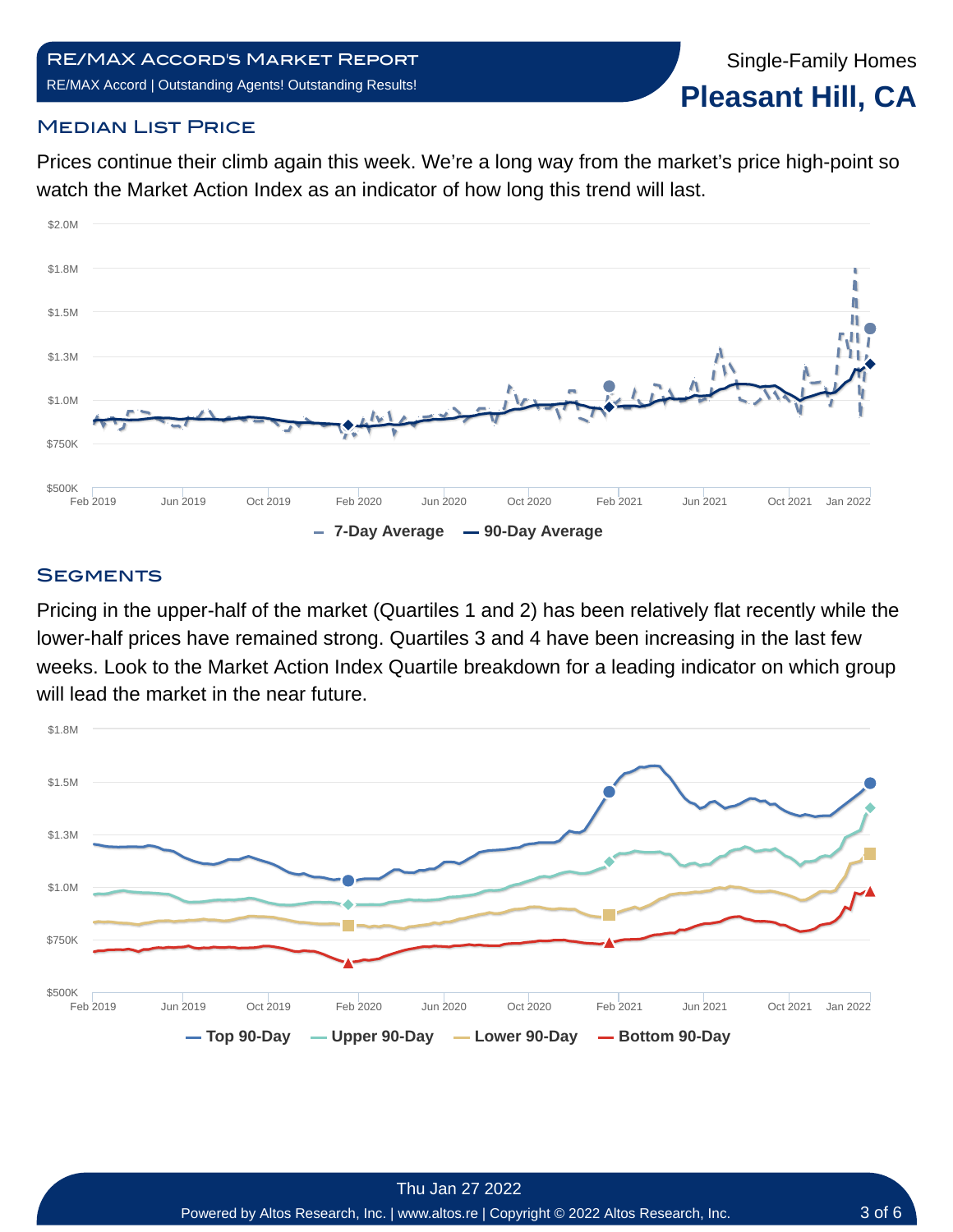RE/MAX Accord's Market Report

RE/MAX Accord | Outstanding Agents! Outstanding Results!

Single-Family Homes

# Pleasant Hill, CA

## Median List Price

Prices continue their climb again this week. We're a long way from the market's price high-point so watch the Market Action Index as an indicator of how long this trend will last.

7-Day Average — 90-Day Average

## Segments

Pricing in the upper-half of the market (Quartiles 1 and 2) has been relatively flat recently while the lower-half prices have remained strong. Quartiles 3 and 4 have been increasing in the last few weeks. Look to the Market Action Index Quartile breakdown for a leading indicator on which group will lead the market in the near future.

Top 90-Day — Upper 90-Day — Lower 90-Day — Bottom 90-Day

Thu Jan 27 2022

Powered by Altos Research, Inc. | www.altos.re | Copyright © 2022 Altos Research, Inc.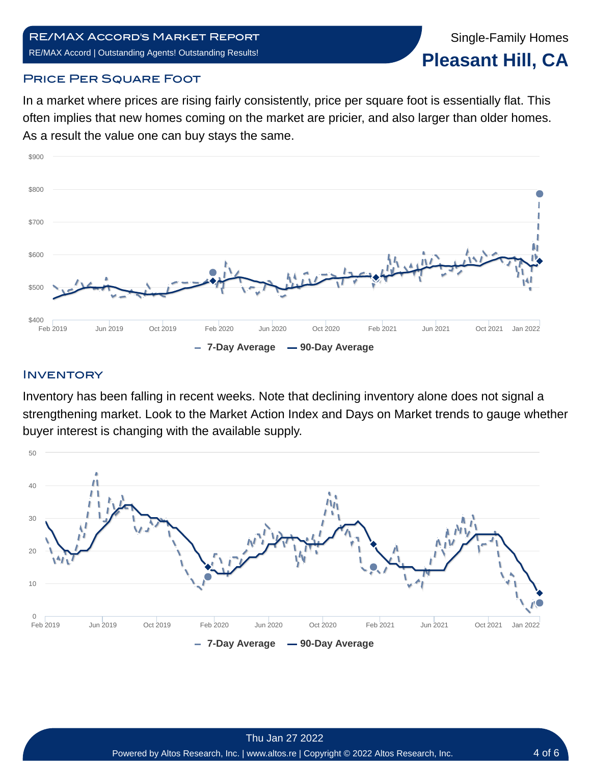Single-Family Homes

# Pleasant Hill, CA

## Price Per Square Foot

In a market where prices are rising fairly consistently, price per square foot is essentially flat. This often implies that new homes coming on the market are pricier, and also larger than older homes. As a result the value one can buy stays the same.

## Inventory

Inventory has been falling in recent weeks. Note that declining inventory alone does not signal a strengthening market. Look to the Market Action Index and Days on Market trends to gauge whether buyer interest is changing with the available supply.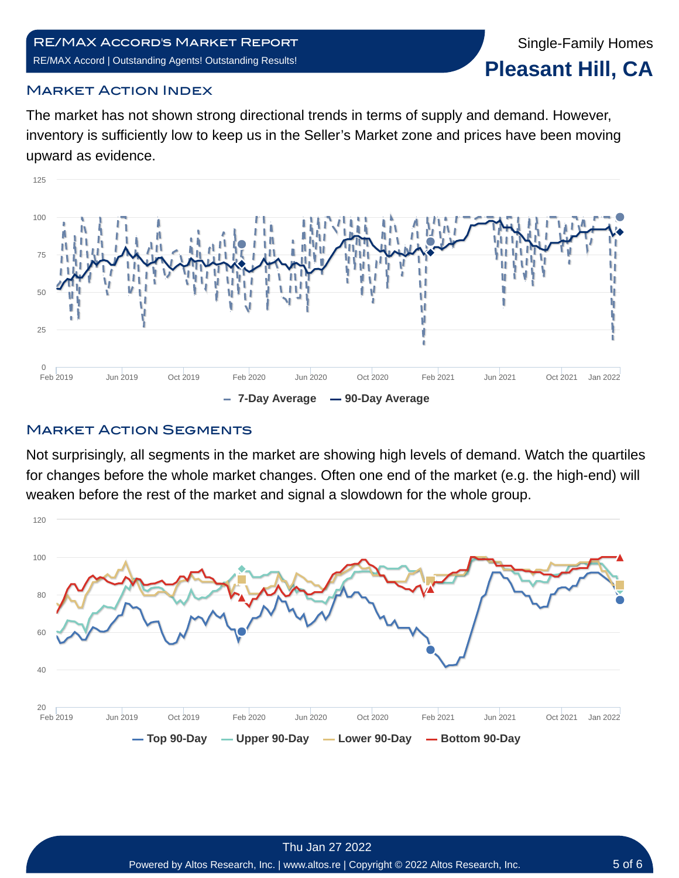## Market Action Index

The market has not shown strong directional trends in terms of supply and demand. However, inventory is sufficiently low to keep us in the Seller's Market zone and prices have been moving upward as evidence.

## Market Action Segments

Not surprisingly, all segments in the market are showing high levels of demand. Watch the quartiles for changes before the whole market changes. Often one end of the market (e.g. the high-end) will weaken before the rest of the market and signal a slowdown for the whole group.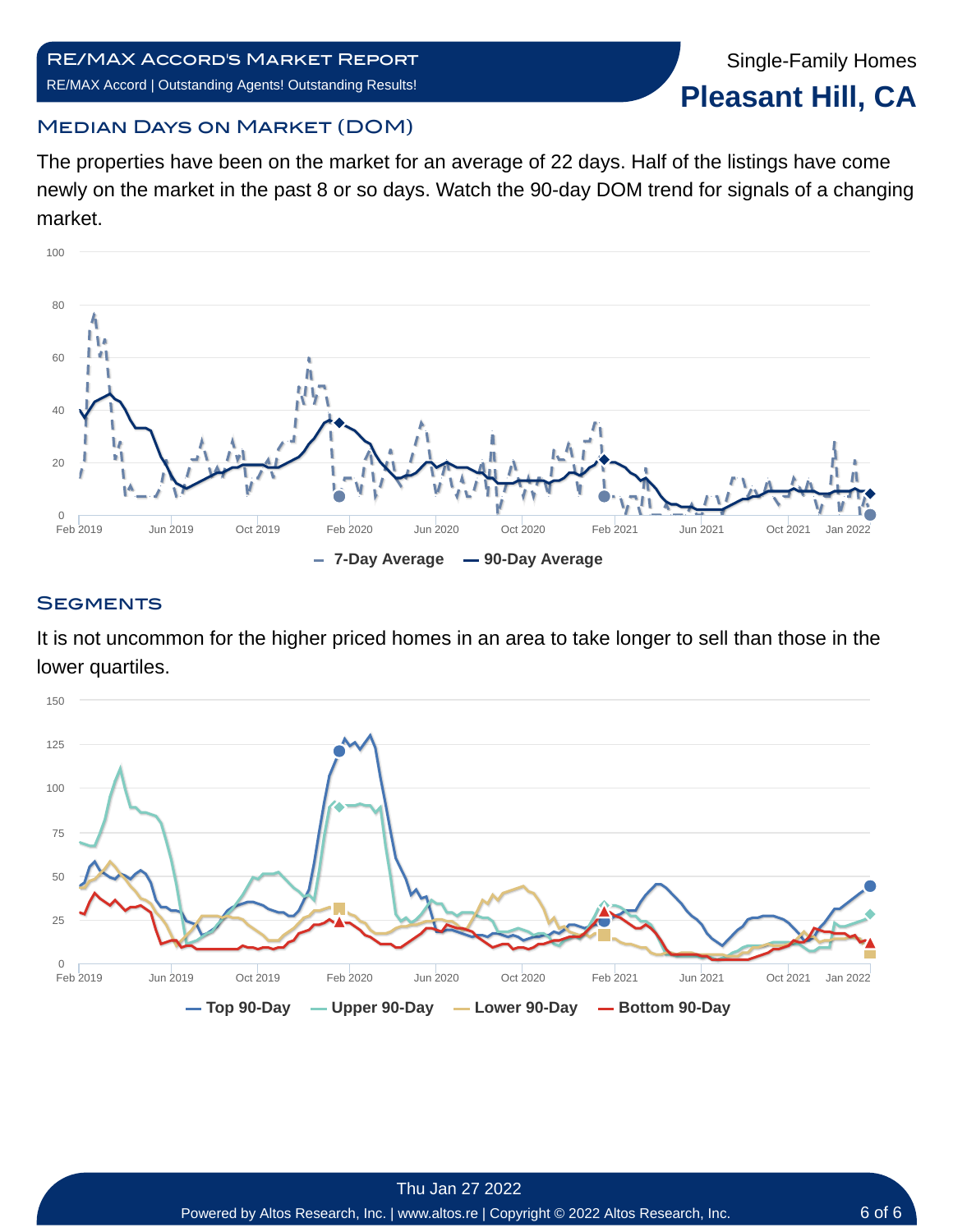## Median Days on Market (DOM)

The properties have been on the market for an average of 22 days. Half of the listings have come newly on the market in the past 8 or so days. Watch the 90-day DOM trend for signals of a changing market.

100
80
60
40
20
0
Feb 2019 Jun 2019 Oct 2019 Feb 2020 Jun 2020 Oct 2020 Feb 2021 Jun 2021 Oct 2021 Jan 2022

7-Day Average — 90-Day Average

## Segments

It is not uncommon for the higher priced homes in an area to take longer to sell than those in the lower quartiles.

150
125
100
75
50
25
0
Feb 2019 Jun 2019 Oct 2019 Feb 2020 Jun 2020 Oct 2020 Feb 2021 Jun 2021 Oct 2021 Jan 2022

Top 90-Day — Upper 90-Day — Lower 90-Day — Bottom 90-Day